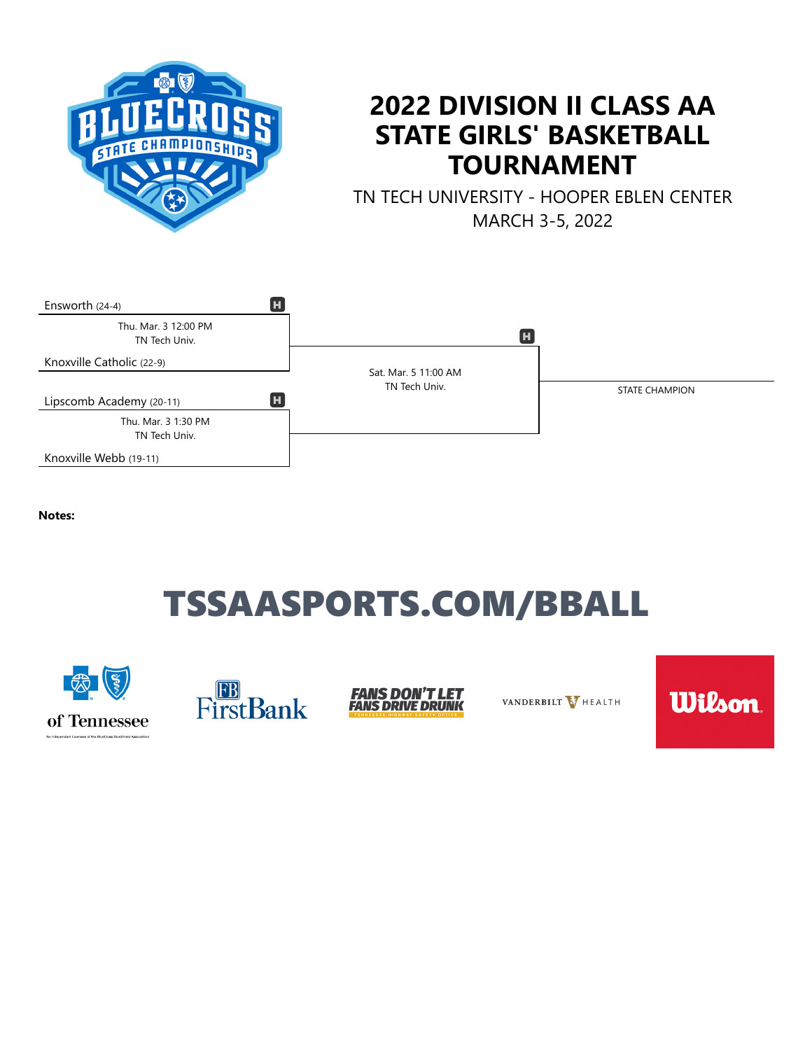# 2022 DIVISION II CLASS AA STATE GIRLS' BASKETBALL TOURNAMENT

TN TECH UNIVERSITY - HOOPER EBLEN CENTER

MARCH 3-5, 2022

Ensworth (24-4) H

Thu. Mar. 3 12:00 PM
TN Tech Univ.

Knoxville Catholic (22-9)

Lipscomb Academy (20-11) H

Thu. Mar. 3 1:30 PM
TN Tech Univ.

Knoxville Webb (19-11)

H

Sat. Mar. 5 11:00 AM
TN Tech Univ.

STATE CHAMPION

**Notes:**

# TSSAASPORTS.COM/BBALL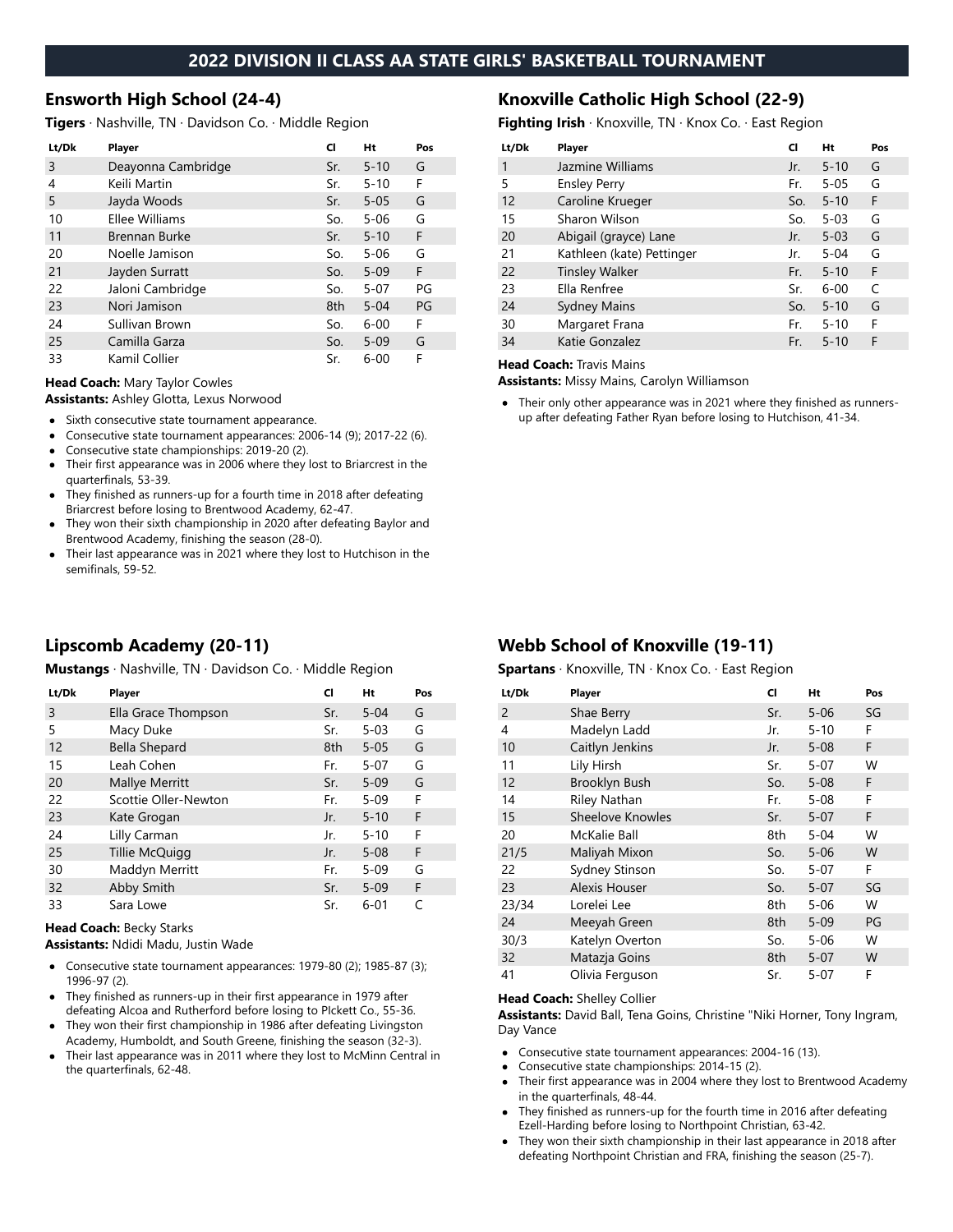# 2022 DIVISION II CLASS AA STATE GIRLS' BASKETBALL TOURNAMENT

## Ensworth High School (24-4)

**Tigers** · Nashville, TN · Davidson Co. · Middle Region

| Lt/Dk | Player | Cl | Ht | Pos |
|---|---|---|---|---|
| 3 | Deayonna Cambridge | Sr. | 5-10 | G |
| 4 | Keili Martin | Sr. | 5-10 | F |
| 5 | Jayda Woods | Sr. | 5-05 | G |
| 10 | Ellee Williams | So. | 5-06 | G |
| 11 | Brennan Burke | Sr. | 5-10 | F |
| 20 | Noelle Jamison | So. | 5-06 | G |
| 21 | Jayden Surratt | So. | 5-09 | F |
| 22 | Jaloni Cambridge | So. | 5-07 | PG |
| 23 | Nori Jamison | 8th | 5-04 | PG |
| 24 | Sullivan Brown | So. | 6-00 | F |
| 25 | Camilla Garza | So. | 5-09 | G |
| 33 | Kamil Collier | Sr. | 6-00 | F |

**Head Coach:** Mary Taylor Cowles
**Assistants:** Ashley Glotta, Lexus Norwood

- Sixth consecutive state tournament appearance.
- Consecutive state tournament appearances: 2006-14 (9); 2017-22 (6).
- Consecutive state championships: 2019-20 (2).
- Their first appearance was in 2006 where they lost to Briarcrest in the quarterfinals, 53-39.
- They finished as runners-up for a fourth time in 2018 after defeating Briarcrest before losing to Brentwood Academy, 62-47.
- They won their sixth championship in 2020 after defeating Baylor and Brentwood Academy, finishing the season (28-0).
- Their last appearance was in 2021 where they lost to Hutchison in the semifinals, 59-52.

## Knoxville Catholic High School (22-9)

**Fighting Irish** · Knoxville, TN · Knox Co. · East Region

| Lt/Dk | Player | Cl | Ht | Pos |
|---|---|---|---|---|
| 1 | Jazmine Williams | Jr. | 5-10 | G |
| 5 | Ensley Perry | Fr. | 5-05 | G |
| 12 | Caroline Krueger | So. | 5-10 | F |
| 15 | Sharon Wilson | So. | 5-03 | G |
| 20 | Abigail (grayce) Lane | Jr. | 5-03 | G |
| 21 | Kathleen (kate) Pettinger | Jr. | 5-04 | G |
| 22 | Tinsley Walker | Fr. | 5-10 | F |
| 23 | Ella Renfree | Sr. | 6-00 | C |
| 24 | Sydney Mains | So. | 5-10 | G |
| 30 | Margaret Frana | Fr. | 5-10 | F |
| 34 | Katie Gonzalez | Fr. | 5-10 | F |

**Head Coach:** Travis Mains
**Assistants:** Missy Mains, Carolyn Williamson

- Their only other appearance was in 2021 where they finished as runners-up after defeating Father Ryan before losing to Hutchison, 41-34.

## Lipscomb Academy (20-11)

**Mustangs** · Nashville, TN · Davidson Co. · Middle Region

| Lt/Dk | Player | Cl | Ht | Pos |
|---|---|---|---|---|
| 3 | Ella Grace Thompson | Sr. | 5-04 | G |
| 5 | Macy Duke | Sr. | 5-03 | G |
| 12 | Bella Shepard | 8th | 5-05 | G |
| 15 | Leah Cohen | Fr. | 5-07 | G |
| 20 | Mallye Merritt | Sr. | 5-09 | G |
| 22 | Scottie Oller-Newton | Fr. | 5-09 | F |
| 23 | Kate Grogan | Jr. | 5-10 | F |
| 24 | Lilly Carman | Jr. | 5-10 | F |
| 25 | Tillie McQuigg | Jr. | 5-08 | F |
| 30 | Maddyn Merritt | Fr. | 5-09 | G |
| 32 | Abby Smith | Sr. | 5-09 | F |
| 33 | Sara Lowe | Sr. | 6-01 | C |

**Head Coach:** Becky Starks
**Assistants:** Ndidi Madu, Justin Wade

- Consecutive state tournament appearances: 1979-80 (2); 1985-87 (3); 1996-97 (2).
- They finished as runners-up in their first appearance in 1979 after defeating Alcoa and Rutherford before losing to PIckett Co., 55-36.
- They won their first championship in 1986 after defeating Livingston Academy, Humboldt, and South Greene, finishing the season (32-3).
- Their last appearance was in 2011 where they lost to McMinn Central in the quarterfinals, 62-48.

## Webb School of Knoxville (19-11)

**Spartans** · Knoxville, TN · Knox Co. · East Region

| Lt/Dk | Player | Cl | Ht | Pos |
|---|---|---|---|---|
| 2 | Shae Berry | Sr. | 5-06 | SG |
| 4 | Madelyn Ladd | Jr. | 5-10 | F |
| 10 | Caitlyn Jenkins | Jr. | 5-08 | F |
| 11 | Lily Hirsh | Sr. | 5-07 | W |
| 12 | Brooklyn Bush | So. | 5-08 | F |
| 14 | Riley Nathan | Fr. | 5-08 | F |
| 15 | Sheelove Knowles | Sr. | 5-07 | F |
| 20 | McKalie Ball | 8th | 5-04 | W |
| 21/5 | Maliyah Mixon | So. | 5-06 | W |
| 22 | Sydney Stinson | So. | 5-07 | F |
| 23 | Alexis Houser | So. | 5-07 | SG |
| 23/34 | Lorelei Lee | 8th | 5-06 | W |
| 24 | Meeyah Green | 8th | 5-09 | PG |
| 30/3 | Katelyn Overton | So. | 5-06 | W |
| 32 | Matazja Goins | 8th | 5-07 | W |
| 41 | Olivia Ferguson | Sr. | 5-07 | F |

**Head Coach:** Shelley Collier
**Assistants:** David Ball, Tena Goins, Christine "Niki Horner, Tony Ingram, Day Vance

- Consecutive state tournament appearances: 2004-16 (13).
- Consecutive state championships: 2014-15 (2).
- Their first appearance was in 2004 where they lost to Brentwood Academy in the quarterfinals, 48-44.
- They finished as runners-up for the fourth time in 2016 after defeating Ezell-Harding before losing to Northpoint Christian, 63-42.
- They won their sixth championship in their last appearance in 2018 after defeating Northpoint Christian and FRA, finishing the season (25-7).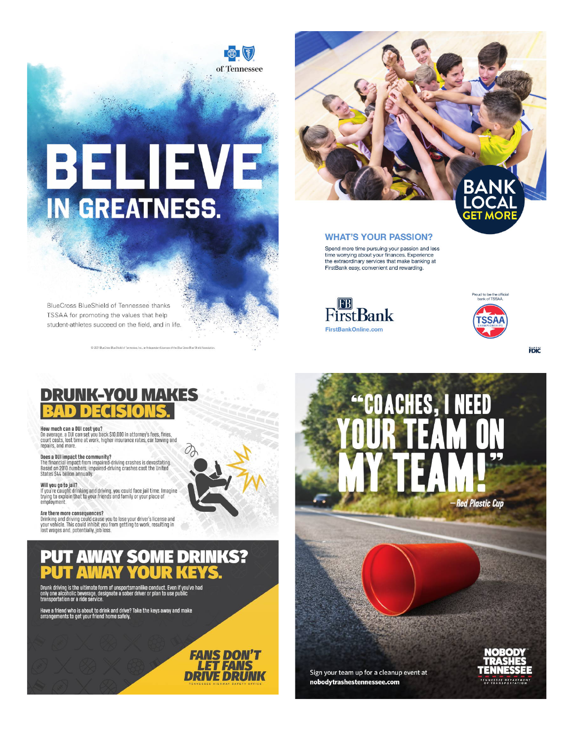of Tennessee

# BELIEVE IN GREATNESS.

BlueCross BlueShield of Tennessee thanks TSSAA for promoting the values that help student-athletes succeed on the field, and in life.

© 2021 BlueCross BlueShield of Tennessee, Inc., an Independent Licensee of the BlueCross BlueShield Association.

BANK LOCAL GET MORE

## WHAT'S YOUR PASSION?

Spend more time pursuing your passion and less time worrying about your finances. Experience the extraordinary services that make banking at FirstBank easy, convenient and rewarding.

FirstBank
FirstBankOnline.com

Proud to be the official bank of TSSAA.

TSSAA CHAMPIONSHIPS

Member FDIC

## DRUNK-YOU MAKES BAD DECISIONS.

**How much can a DUI cost you?**
On average, a DUI can set you back $10,000 in attorney's fees, fines, court costs, lost time at work, higher insurance rates, car towing and repairs, and more.

**Does a DUI impact the community?**
The financial impact from impaired-driving crashes is devastating. Based on 2010 numbers, impaired-driving crashes cost the United States $44 billion annually.

**Will you go to jail?**
If you're caught drinking and driving, you could face jail time. Imagine trying to explain that to your friends and family or your place of employment.

**Are there more consequences?**
Drinking and driving could cause you to lose your driver's license and your vehicle. This could inhibit you from getting to work, resulting in lost wages and, potentially, job loss.

## PUT AWAY SOME DRINKS? PUT AWAY YOUR KEYS.

Drunk driving is the ultimate form of unsportsmanlike conduct. Even if you've had only one alcoholic beverage, designate a sober driver or plan to use public transportation or a ride service.

Have a friend who is about to drink and drive? Take the keys away and make arrangements to get your friend home safely.

FANS DON'T LET FANS DRIVE DRUNK
TENNESSEE HIGHWAY SAFETY OFFICE

## "COACHES, I NEED YOUR TEAM ON MY TEAM!"

—Red Plastic Cup

Sign your team up for a cleanup event at **nobodytrashestennessee.com**

NOBODY TRASHES TENNESSEE
TENNESSEE DEPARTMENT OF TRANSPORTATION